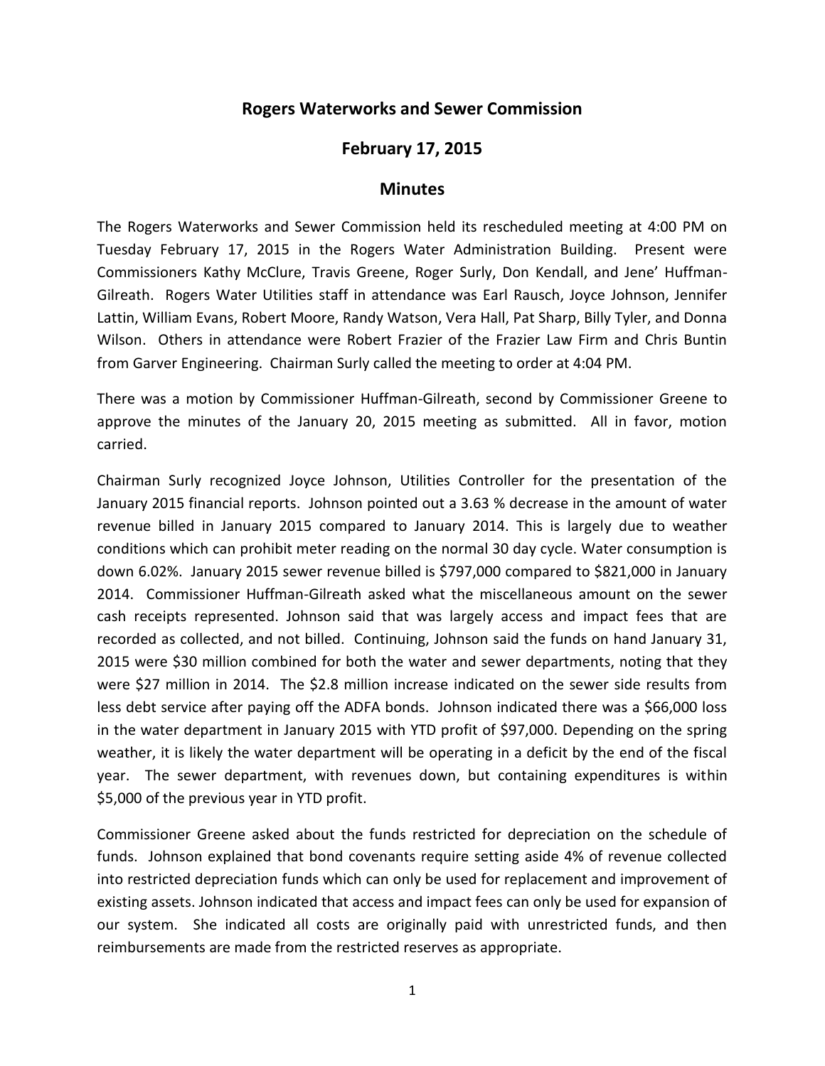# Rogers Waterworks and Sewer Commission

## February 17, 2015

## Minutes

The Rogers Waterworks and Sewer Commission held its rescheduled meeting at 4:00 PM on Tuesday February 17, 2015 in the Rogers Water Administration Building. Present were Commissioners Kathy McClure, Travis Greene, Roger Surly, Don Kendall, and Jene' Huffman-Gilreath. Rogers Water Utilities staff in attendance was Earl Rausch, Joyce Johnson, Jennifer Lattin, William Evans, Robert Moore, Randy Watson, Vera Hall, Pat Sharp, Billy Tyler, and Donna Wilson. Others in attendance were Robert Frazier of the Frazier Law Firm and Chris Buntin from Garver Engineering. Chairman Surly called the meeting to order at 4:04 PM.

There was a motion by Commissioner Huffman-Gilreath, second by Commissioner Greene to approve the minutes of the January 20, 2015 meeting as submitted. All in favor, motion carried.

Chairman Surly recognized Joyce Johnson, Utilities Controller for the presentation of the January 2015 financial reports. Johnson pointed out a 3.63 % decrease in the amount of water revenue billed in January 2015 compared to January 2014. This is largely due to weather conditions which can prohibit meter reading on the normal 30 day cycle. Water consumption is down 6.02%. January 2015 sewer revenue billed is $797,000 compared to $821,000 in January 2014. Commissioner Huffman-Gilreath asked what the miscellaneous amount on the sewer cash receipts represented. Johnson said that was largely access and impact fees that are recorded as collected, and not billed. Continuing, Johnson said the funds on hand January 31, 2015 were $30 million combined for both the water and sewer departments, noting that they were $27 million in 2014. The $2.8 million increase indicated on the sewer side results from less debt service after paying off the ADFA bonds. Johnson indicated there was a $66,000 loss in the water department in January 2015 with YTD profit of $97,000. Depending on the spring weather, it is likely the water department will be operating in a deficit by the end of the fiscal year. The sewer department, with revenues down, but containing expenditures is within $5,000 of the previous year in YTD profit.

Commissioner Greene asked about the funds restricted for depreciation on the schedule of funds. Johnson explained that bond covenants require setting aside 4% of revenue collected into restricted depreciation funds which can only be used for replacement and improvement of existing assets. Johnson indicated that access and impact fees can only be used for expansion of our system. She indicated all costs are originally paid with unrestricted funds, and then reimbursements are made from the restricted reserves as appropriate.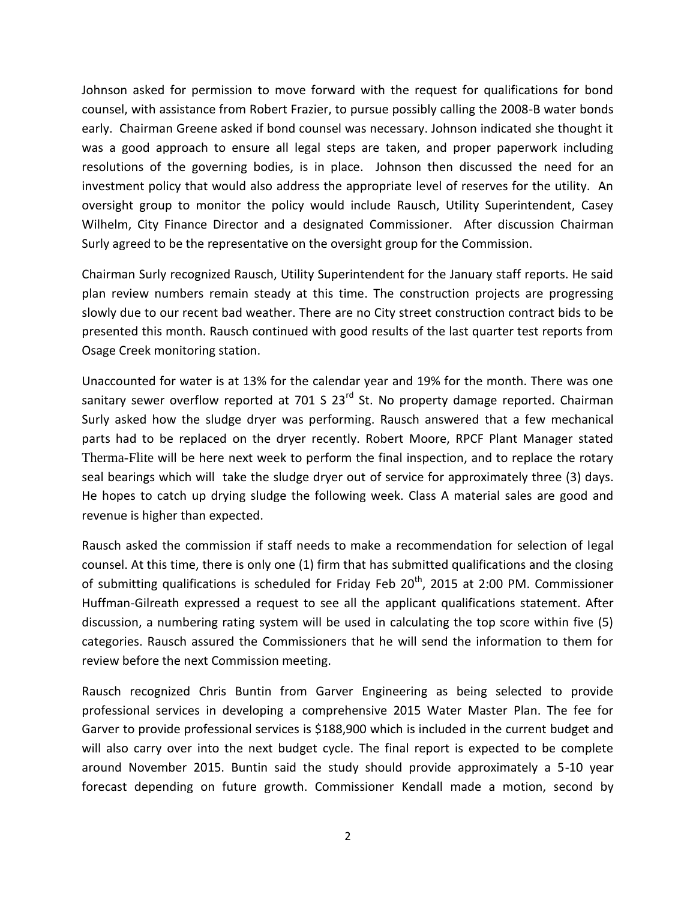Johnson asked for permission to move forward with the request for qualifications for bond counsel, with assistance from Robert Frazier, to pursue possibly calling the 2008-B water bonds early. Chairman Greene asked if bond counsel was necessary. Johnson indicated she thought it was a good approach to ensure all legal steps are taken, and proper paperwork including resolutions of the governing bodies, is in place. Johnson then discussed the need for an investment policy that would also address the appropriate level of reserves for the utility. An oversight group to monitor the policy would include Rausch, Utility Superintendent, Casey Wilhelm, City Finance Director and a designated Commissioner. After discussion Chairman Surly agreed to be the representative on the oversight group for the Commission.

Chairman Surly recognized Rausch, Utility Superintendent for the January staff reports. He said plan review numbers remain steady at this time. The construction projects are progressing slowly due to our recent bad weather. There are no City street construction contract bids to be presented this month. Rausch continued with good results of the last quarter test reports from Osage Creek monitoring station.

Unaccounted for water is at 13% for the calendar year and 19% for the month. There was one sanitary sewer overflow reported at 701 S 23rd St. No property damage reported. Chairman Surly asked how the sludge dryer was performing. Rausch answered that a few mechanical parts had to be replaced on the dryer recently. Robert Moore, RPCF Plant Manager stated Therma-Flite will be here next week to perform the final inspection, and to replace the rotary seal bearings which will take the sludge dryer out of service for approximately three (3) days. He hopes to catch up drying sludge the following week. Class A material sales are good and revenue is higher than expected.

Rausch asked the commission if staff needs to make a recommendation for selection of legal counsel. At this time, there is only one (1) firm that has submitted qualifications and the closing of submitting qualifications is scheduled for Friday Feb 20th, 2015 at 2:00 PM. Commissioner Huffman-Gilreath expressed a request to see all the applicant qualifications statement. After discussion, a numbering rating system will be used in calculating the top score within five (5) categories. Rausch assured the Commissioners that he will send the information to them for review before the next Commission meeting.

Rausch recognized Chris Buntin from Garver Engineering as being selected to provide professional services in developing a comprehensive 2015 Water Master Plan. The fee for Garver to provide professional services is $188,900 which is included in the current budget and will also carry over into the next budget cycle. The final report is expected to be complete around November 2015. Buntin said the study should provide approximately a 5-10 year forecast depending on future growth. Commissioner Kendall made a motion, second by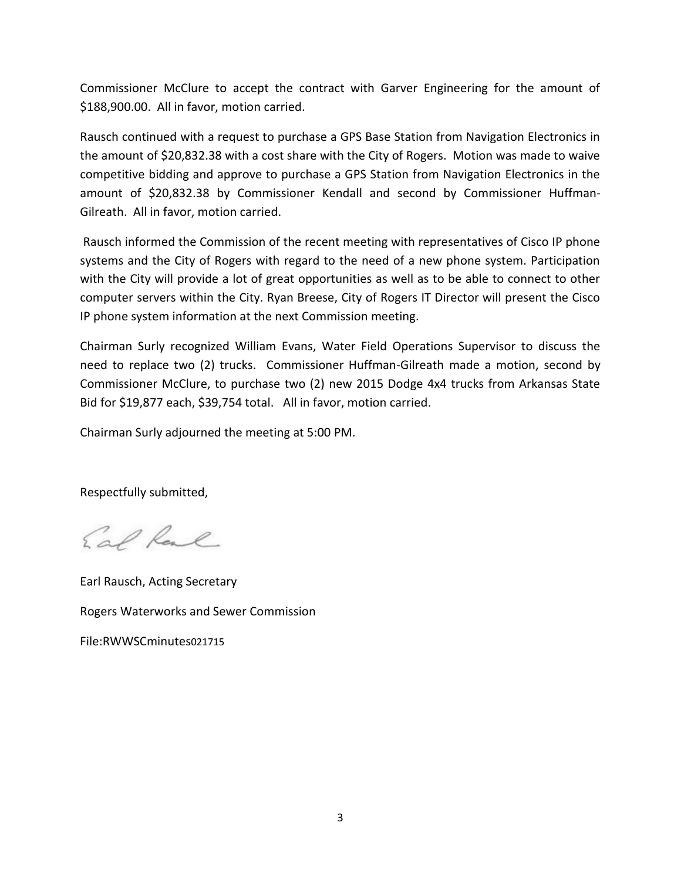Commissioner McClure to accept the contract with Garver Engineering for the amount of $188,900.00. All in favor, motion carried.

Rausch continued with a request to purchase a GPS Base Station from Navigation Electronics in the amount of $20,832.38 with a cost share with the City of Rogers. Motion was made to waive competitive bidding and approve to purchase a GPS Station from Navigation Electronics in the amount of $20,832.38 by Commissioner Kendall and second by Commissioner Huffman-Gilreath. All in favor, motion carried.

Rausch informed the Commission of the recent meeting with representatives of Cisco IP phone systems and the City of Rogers with regard to the need of a new phone system. Participation with the City will provide a lot of great opportunities as well as to be able to connect to other computer servers within the City. Ryan Breese, City of Rogers IT Director will present the Cisco IP phone system information at the next Commission meeting.

Chairman Surly recognized William Evans, Water Field Operations Supervisor to discuss the need to replace two (2) trucks. Commissioner Huffman-Gilreath made a motion, second by Commissioner McClure, to purchase two (2) new 2015 Dodge 4x4 trucks from Arkansas State Bid for $19,877 each, $39,754 total. All in favor, motion carried.

Chairman Surly adjourned the meeting at 5:00 PM.

Respectfully submitted,

Earl Rausch, Acting Secretary

Rogers Waterworks and Sewer Commission

File:RWWSCminutes021715